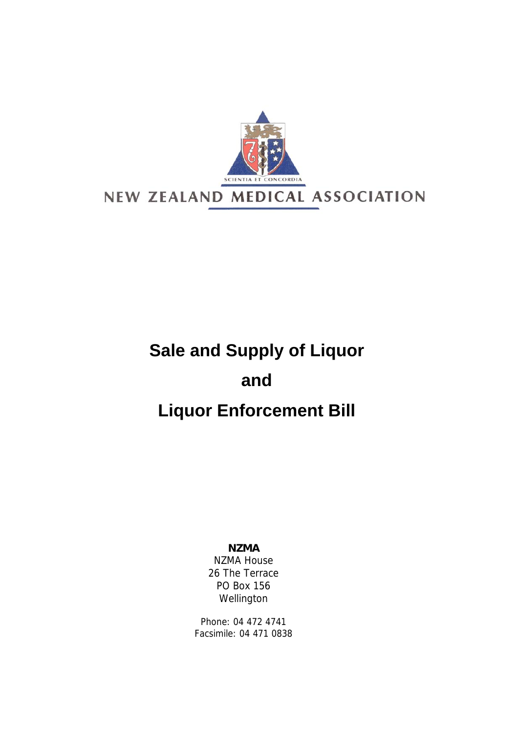SCIENTIA ET CONCORDIA

NEW ZEALAND MEDICAL ASSOCIATION

# Sale and Supply of Liquor and Liquor Enforcement Bill

**NZMA**
NZMA House
26 The Terrace
PO Box 156
Wellington

Phone: 04 472 4741
Facsimile: 04 471 0838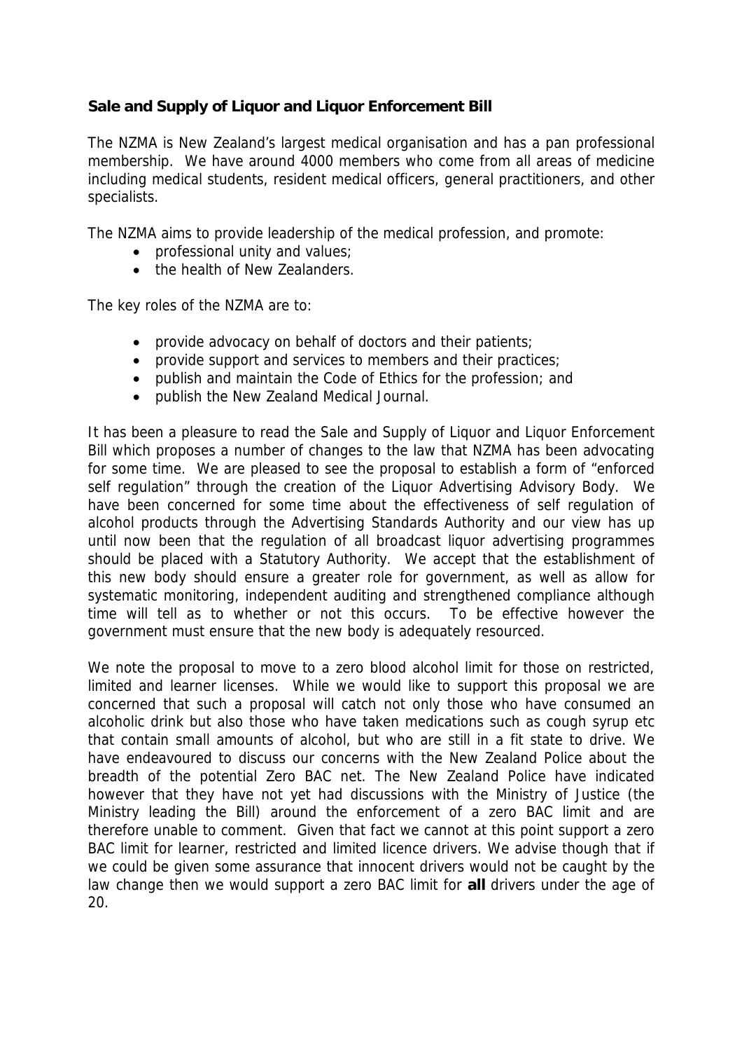**Sale and Supply of Liquor and Liquor Enforcement Bill**

The NZMA is New Zealand's largest medical organisation and has a pan professional membership. We have around 4000 members who come from all areas of medicine including medical students, resident medical officers, general practitioners, and other specialists.

The NZMA aims to provide leadership of the medical profession, and promote:

- professional unity and values;
- the health of New Zealanders.

The key roles of the NZMA are to:

- provide advocacy on behalf of doctors and their patients;
- provide support and services to members and their practices;
- publish and maintain the Code of Ethics for the profession; and
- publish the New Zealand Medical Journal.

It has been a pleasure to read the Sale and Supply of Liquor and Liquor Enforcement Bill which proposes a number of changes to the law that NZMA has been advocating for some time. We are pleased to see the proposal to establish a form of "enforced self regulation" through the creation of the Liquor Advertising Advisory Body. We have been concerned for some time about the effectiveness of self regulation of alcohol products through the Advertising Standards Authority and our view has up until now been that the regulation of all broadcast liquor advertising programmes should be placed with a Statutory Authority. We accept that the establishment of this new body should ensure a greater role for government, as well as allow for systematic monitoring, independent auditing and strengthened compliance although time will tell as to whether or not this occurs. To be effective however the government must ensure that the new body is adequately resourced.

We note the proposal to move to a zero blood alcohol limit for those on restricted, limited and learner licenses. While we would like to support this proposal we are concerned that such a proposal will catch not only those who have consumed an alcoholic drink but also those who have taken medications such as cough syrup etc that contain small amounts of alcohol, but who are still in a fit state to drive. We have endeavoured to discuss our concerns with the New Zealand Police about the breadth of the potential Zero BAC net. The New Zealand Police have indicated however that they have not yet had discussions with the Ministry of Justice (the Ministry leading the Bill) around the enforcement of a zero BAC limit and are therefore unable to comment. Given that fact we cannot at this point support a zero BAC limit for learner, restricted and limited licence drivers. We advise though that if we could be given some assurance that innocent drivers would not be caught by the law change then we would support a zero BAC limit for **all** drivers under the age of 20.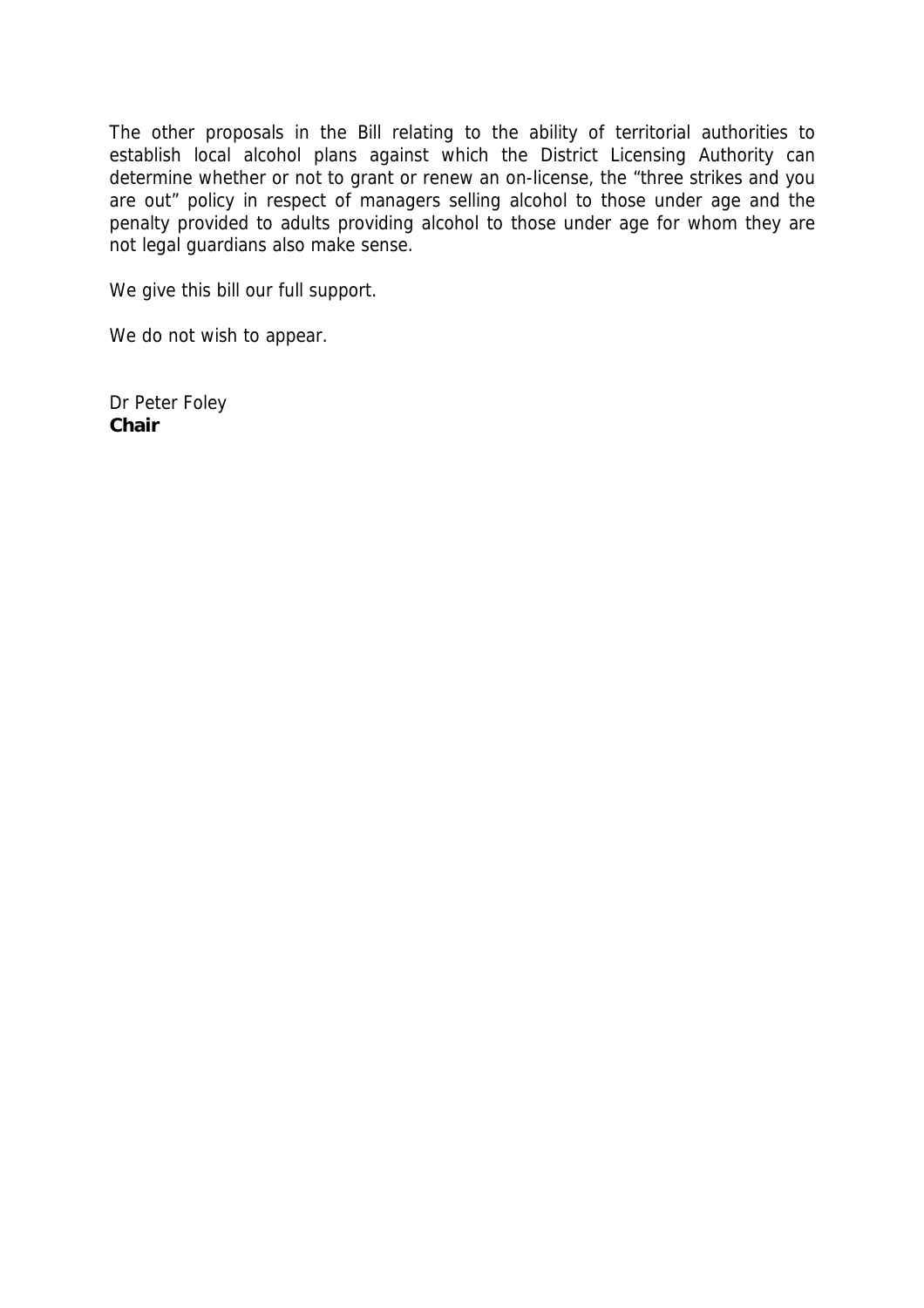The other proposals in the Bill relating to the ability of territorial authorities to establish local alcohol plans against which the District Licensing Authority can determine whether or not to grant or renew an on-license, the "three strikes and you are out" policy in respect of managers selling alcohol to those under age and the penalty provided to adults providing alcohol to those under age for whom they are not legal guardians also make sense.

We give this bill our full support.

We do not wish to appear.

Dr Peter Foley
**Chair**